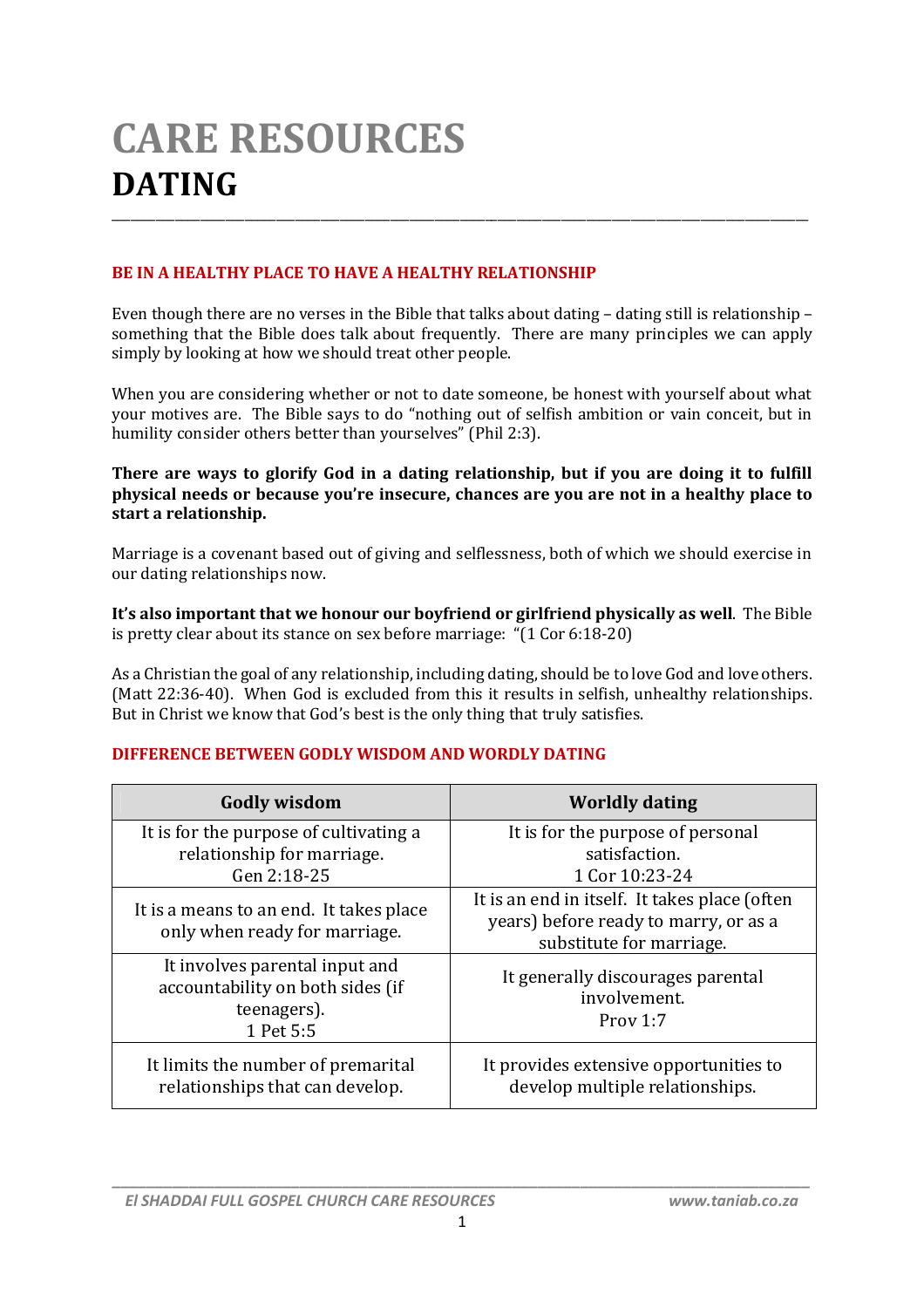# CARE RESOURCES
# DATING

## BE IN A HEALTHY PLACE TO HAVE A HEALTHY RELATIONSHIP

Even though there are no verses in the Bible that talks about dating – dating still is relationship – something that the Bible does talk about frequently. There are many principles we can apply simply by looking at how we should treat other people.

When you are considering whether or not to date someone, be honest with yourself about what your motives are. The Bible says to do "nothing out of selfish ambition or vain conceit, but in humility consider others better than yourselves" (Phil 2:3).

**There are ways to glorify God in a dating relationship, but if you are doing it to fulfill physical needs or because you're insecure, chances are you are not in a healthy place to start a relationship.**

Marriage is a covenant based out of giving and selflessness, both of which we should exercise in our dating relationships now.

**It's also important that we honour our boyfriend or girlfriend physically as well**. The Bible is pretty clear about its stance on sex before marriage: "(1 Cor 6:18-20)

As a Christian the goal of any relationship, including dating, should be to love God and love others. (Matt 22:36-40). When God is excluded from this it results in selfish, unhealthy relationships. But in Christ we know that God's best is the only thing that truly satisfies.

## DIFFERENCE BETWEEN GODLY WISDOM AND WORDLY DATING

| Godly wisdom | Worldly dating |
|---|---|
| It is for the purpose of cultivating a relationship for marriage. Gen 2:18-25 | It is for the purpose of personal satisfaction. 1 Cor 10:23-24 |
| It is a means to an end. It takes place only when ready for marriage. | It is an end in itself. It takes place (often years) before ready to marry, or as a substitute for marriage. |
| It involves parental input and accountability on both sides (if teenagers). 1 Pet 5:5 | It generally discourages parental involvement. Prov 1:7 |
| It limits the number of premarital relationships that can develop. | It provides extensive opportunities to develop multiple relationships. |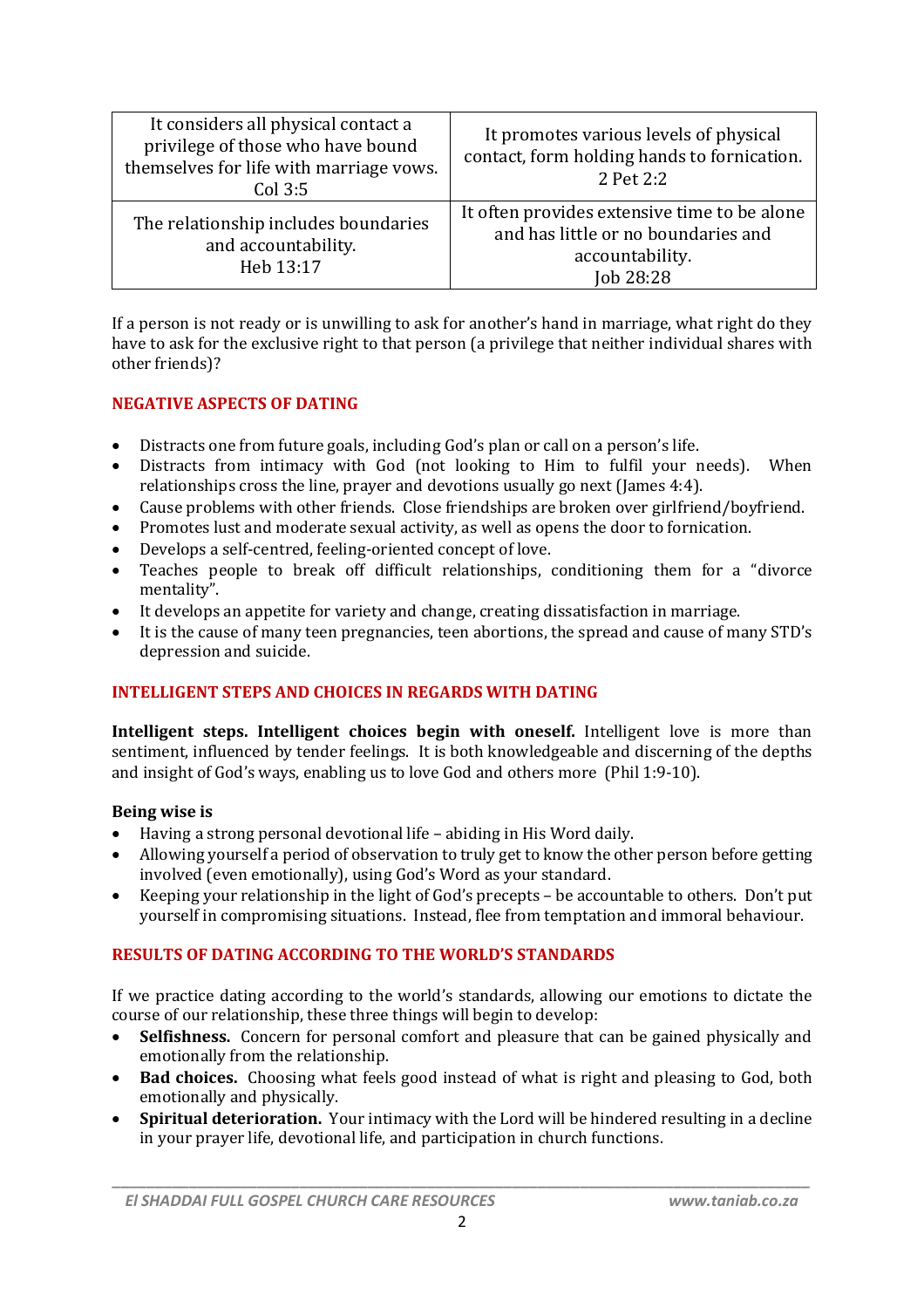| It considers all physical contact a privilege of those who have bound themselves for life with marriage vows. Col 3:5 | It promotes various levels of physical contact, form holding hands to fornication. 2 Pet 2:2 |
|---|---|
| The relationship includes boundaries and accountability. Heb 13:17 | It often provides extensive time to be alone and has little or no boundaries and accountability. Job 28:28 |

If a person is not ready or is unwilling to ask for another's hand in marriage, what right do they have to ask for the exclusive right to that person (a privilege that neither individual shares with other friends)?

## NEGATIVE ASPECTS OF DATING

- Distracts one from future goals, including God's plan or call on a person's life.
- Distracts from intimacy with God (not looking to Him to fulfil your needs). When relationships cross the line, prayer and devotions usually go next (James 4:4).
- Cause problems with other friends. Close friendships are broken over girlfriend/boyfriend.
- Promotes lust and moderate sexual activity, as well as opens the door to fornication.
- Develops a self-centred, feeling-oriented concept of love.
- Teaches people to break off difficult relationships, conditioning them for a "divorce mentality".
- It develops an appetite for variety and change, creating dissatisfaction in marriage.
- It is the cause of many teen pregnancies, teen abortions, the spread and cause of many STD's depression and suicide.

## INTELLIGENT STEPS AND CHOICES IN REGARDS WITH DATING

**Intelligent steps. Intelligent choices begin with oneself.** Intelligent love is more than sentiment, influenced by tender feelings. It is both knowledgeable and discerning of the depths and insight of God's ways, enabling us to love God and others more (Phil 1:9-10).

**Being wise is**

- Having a strong personal devotional life – abiding in His Word daily.
- Allowing yourself a period of observation to truly get to know the other person before getting involved (even emotionally), using God's Word as your standard.
- Keeping your relationship in the light of God's precepts – be accountable to others. Don't put yourself in compromising situations. Instead, flee from temptation and immoral behaviour.

## RESULTS OF DATING ACCORDING TO THE WORLD'S STANDARDS

If we practice dating according to the world's standards, allowing our emotions to dictate the course of our relationship, these three things will begin to develop:

- **Selfishness.** Concern for personal comfort and pleasure that can be gained physically and emotionally from the relationship.
- **Bad choices.** Choosing what feels good instead of what is right and pleasing to God, both emotionally and physically.
- **Spiritual deterioration.** Your intimacy with the Lord will be hindered resulting in a decline in your prayer life, devotional life, and participation in church functions.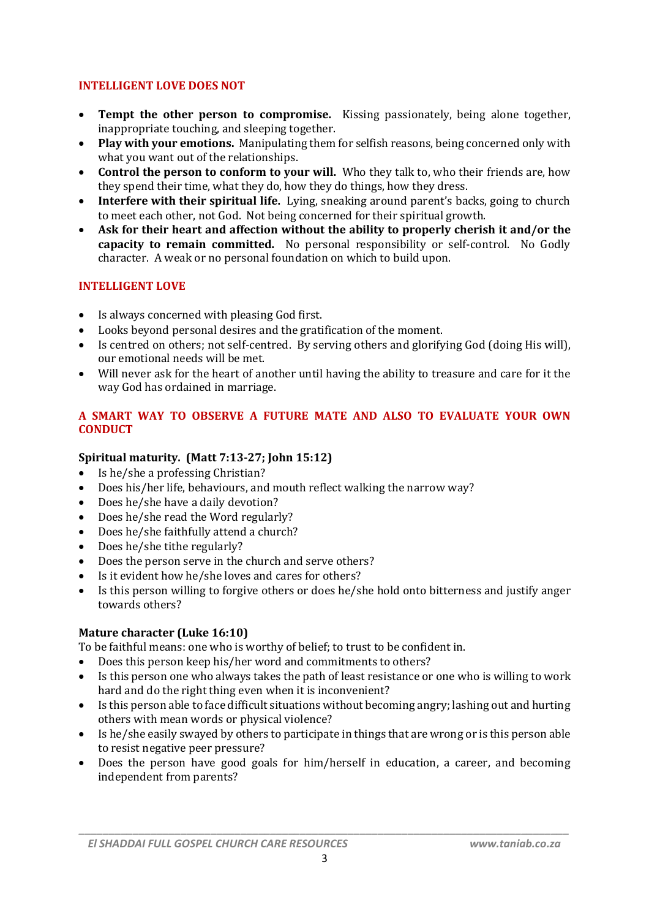## INTELLIGENT LOVE DOES NOT

- **Tempt the other person to compromise.** Kissing passionately, being alone together, inappropriate touching, and sleeping together.
- **Play with your emotions.** Manipulating them for selfish reasons, being concerned only with what you want out of the relationships.
- **Control the person to conform to your will.** Who they talk to, who their friends are, how they spend their time, what they do, how they do things, how they dress.
- **Interfere with their spiritual life.** Lying, sneaking around parent's backs, going to church to meet each other, not God. Not being concerned for their spiritual growth.
- **Ask for their heart and affection without the ability to properly cherish it and/or the capacity to remain committed.** No personal responsibility or self-control. No Godly character. A weak or no personal foundation on which to build upon.

## INTELLIGENT LOVE

- Is always concerned with pleasing God first.
- Looks beyond personal desires and the gratification of the moment.
- Is centred on others; not self-centred. By serving others and glorifying God (doing His will), our emotional needs will be met.
- Will never ask for the heart of another until having the ability to treasure and care for it the way God has ordained in marriage.

## A SMART WAY TO OBSERVE A FUTURE MATE AND ALSO TO EVALUATE YOUR OWN CONDUCT

### Spiritual maturity. (Matt 7:13-27; John 15:12)

- Is he/she a professing Christian?
- Does his/her life, behaviours, and mouth reflect walking the narrow way?
- Does he/she have a daily devotion?
- Does he/she read the Word regularly?
- Does he/she faithfully attend a church?
- Does he/she tithe regularly?
- Does the person serve in the church and serve others?
- Is it evident how he/she loves and cares for others?
- Is this person willing to forgive others or does he/she hold onto bitterness and justify anger towards others?

### Mature character (Luke 16:10)

To be faithful means: one who is worthy of belief; to trust to be confident in.

- Does this person keep his/her word and commitments to others?
- Is this person one who always takes the path of least resistance or one who is willing to work hard and do the right thing even when it is inconvenient?
- Is this person able to face difficult situations without becoming angry; lashing out and hurting others with mean words or physical violence?
- Is he/she easily swayed by others to participate in things that are wrong or is this person able to resist negative peer pressure?
- Does the person have good goals for him/herself in education, a career, and becoming independent from parents?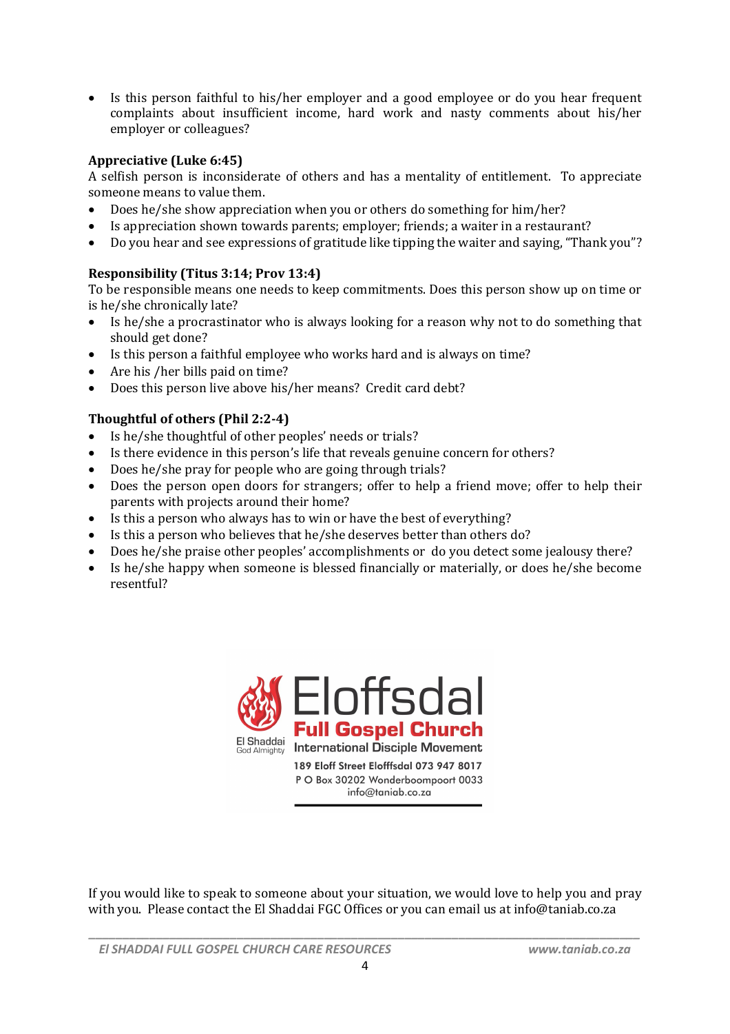- Is this person faithful to his/her employer and a good employee or do you hear frequent complaints about insufficient income, hard work and nasty comments about his/her employer or colleagues?

**Appreciative (Luke 6:45)**

A selfish person is inconsiderate of others and has a mentality of entitlement. To appreciate someone means to value them.

- Does he/she show appreciation when you or others do something for him/her?
- Is appreciation shown towards parents; employer; friends; a waiter in a restaurant?
- Do you hear and see expressions of gratitude like tipping the waiter and saying, "Thank you"?

**Responsibility (Titus 3:14; Prov 13:4)**

To be responsible means one needs to keep commitments. Does this person show up on time or is he/she chronically late?

- Is he/she a procrastinator who is always looking for a reason why not to do something that should get done?
- Is this person a faithful employee who works hard and is always on time?
- Are his /her bills paid on time?
- Does this person live above his/her means? Credit card debt?

**Thoughtful of others (Phil 2:2-4)**

- Is he/she thoughtful of other peoples' needs or trials?
- Is there evidence in this person's life that reveals genuine concern for others?
- Does he/she pray for people who are going through trials?
- Does the person open doors for strangers; offer to help a friend move; offer to help their parents with projects around their home?
- Is this a person who always has to win or have the best of everything?
- Is this a person who believes that he/she deserves better than others do?
- Does he/she praise other peoples' accomplishments or do you detect some jealousy there?
- Is he/she happy when someone is blessed financially or materially, or does he/she become resentful?

Eloffsdal
Full Gospel Church
El Shaddai
God Almighty
International Disciple Movement
189 Eloff Street Elofffsdal 073 947 8017
P O Box 30202 Wonderboompoort 0033
info@taniab.co.za

If you would like to speak to someone about your situation, we would love to help you and pray with you. Please contact the El Shaddai FGC Offices or you can email us at info@taniab.co.za